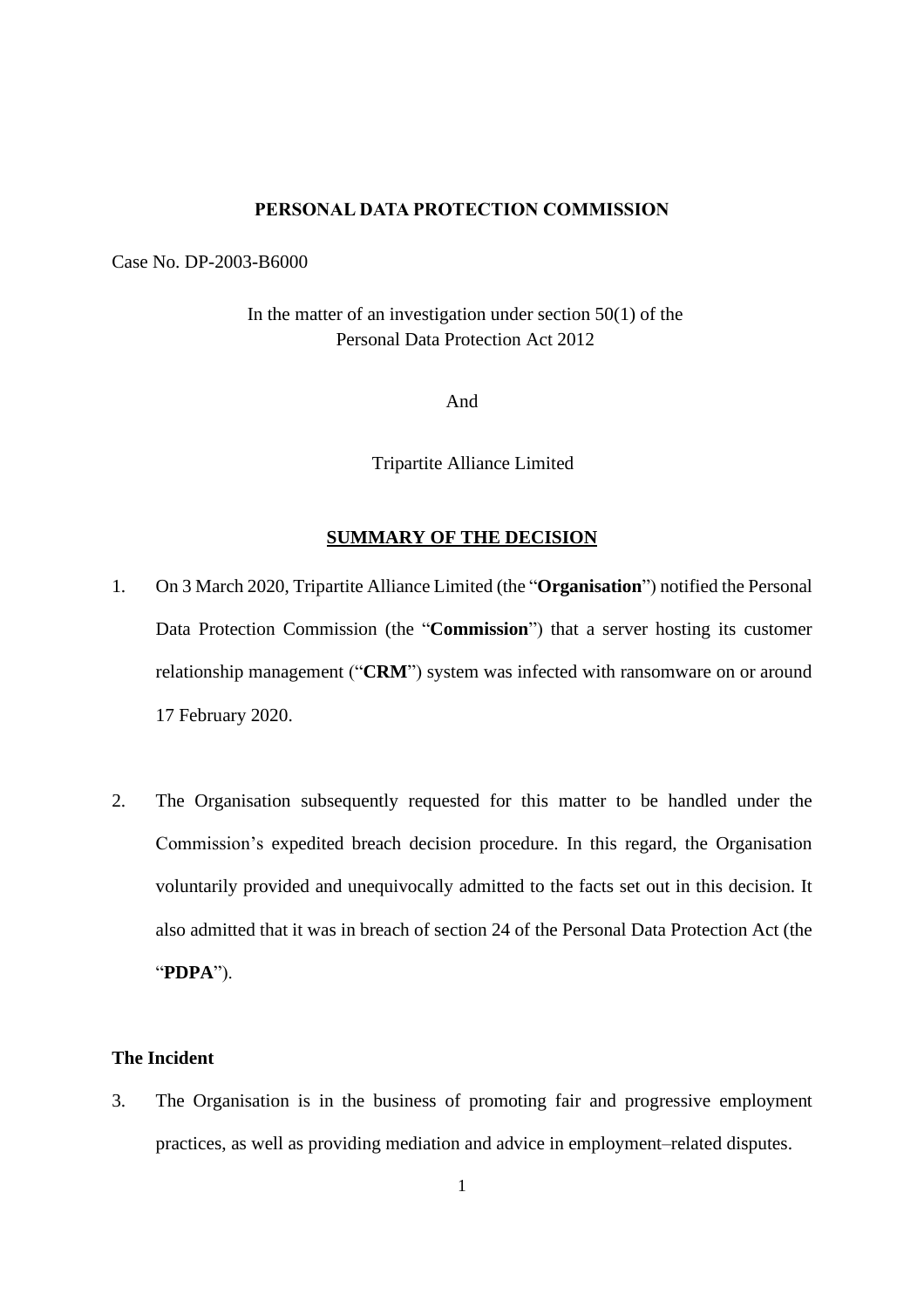**PERSONAL DATA PROTECTION COMMISSION**

Case No. DP-2003-B6000

In the matter of an investigation under section 50(1) of the Personal Data Protection Act 2012

And

Tripartite Alliance Limited

**SUMMARY OF THE DECISION**

1. On 3 March 2020, Tripartite Alliance Limited (the "**Organisation**") notified the Personal Data Protection Commission (the "**Commission**") that a server hosting its customer relationship management ("**CRM**") system was infected with ransomware on or around 17 February 2020.

2. The Organisation subsequently requested for this matter to be handled under the Commission's expedited breach decision procedure. In this regard, the Organisation voluntarily provided and unequivocally admitted to the facts set out in this decision. It also admitted that it was in breach of section 24 of the Personal Data Protection Act (the "**PDPA**").

**The Incident**

3. The Organisation is in the business of promoting fair and progressive employment practices, as well as providing mediation and advice in employment–related disputes.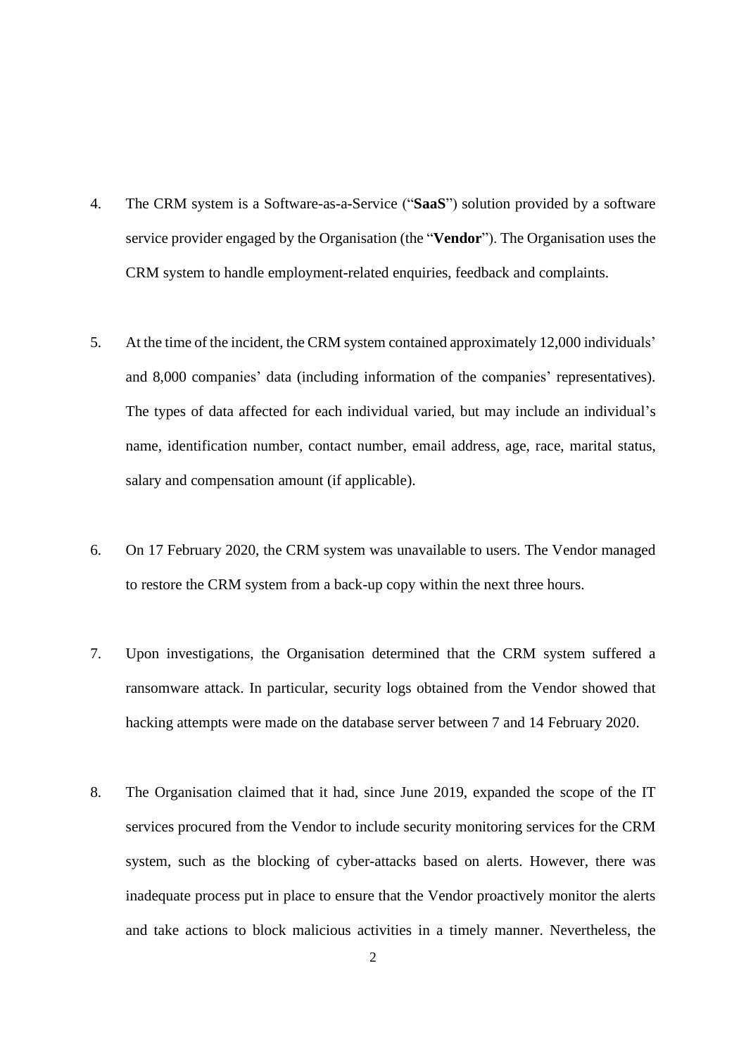4. The CRM system is a Software-as-a-Service ("**SaaS**") solution provided by a software service provider engaged by the Organisation (the "**Vendor**"). The Organisation uses the CRM system to handle employment-related enquiries, feedback and complaints.

5. At the time of the incident, the CRM system contained approximately 12,000 individuals' and 8,000 companies' data (including information of the companies' representatives). The types of data affected for each individual varied, but may include an individual's name, identification number, contact number, email address, age, race, marital status, salary and compensation amount (if applicable).

6. On 17 February 2020, the CRM system was unavailable to users. The Vendor managed to restore the CRM system from a back-up copy within the next three hours.

7. Upon investigations, the Organisation determined that the CRM system suffered a ransomware attack. In particular, security logs obtained from the Vendor showed that hacking attempts were made on the database server between 7 and 14 February 2020.

8. The Organisation claimed that it had, since June 2019, expanded the scope of the IT services procured from the Vendor to include security monitoring services for the CRM system, such as the blocking of cyber-attacks based on alerts. However, there was inadequate process put in place to ensure that the Vendor proactively monitor the alerts and take actions to block malicious activities in a timely manner. Nevertheless, the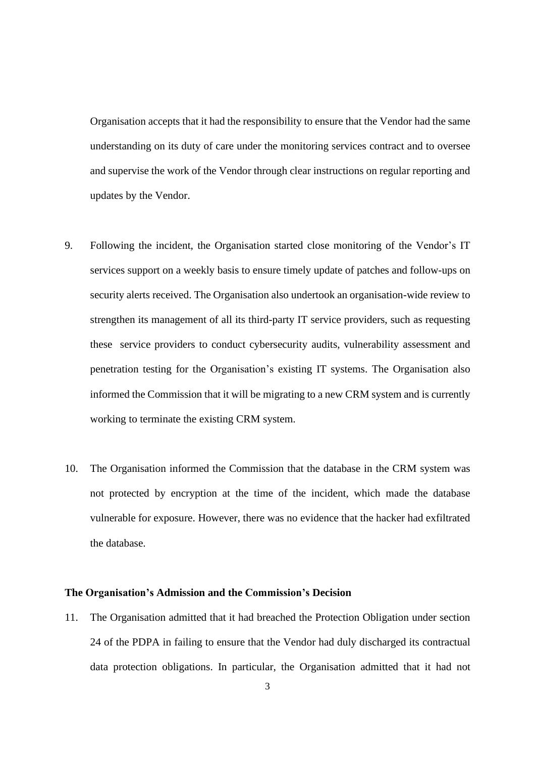Organisation accepts that it had the responsibility to ensure that the Vendor had the same understanding on its duty of care under the monitoring services contract and to oversee and supervise the work of the Vendor through clear instructions on regular reporting and updates by the Vendor.

9. Following the incident, the Organisation started close monitoring of the Vendor's IT services support on a weekly basis to ensure timely update of patches and follow-ups on security alerts received. The Organisation also undertook an organisation-wide review to strengthen its management of all its third-party IT service providers, such as requesting these service providers to conduct cybersecurity audits, vulnerability assessment and penetration testing for the Organisation's existing IT systems. The Organisation also informed the Commission that it will be migrating to a new CRM system and is currently working to terminate the existing CRM system.

10. The Organisation informed the Commission that the database in the CRM system was not protected by encryption at the time of the incident, which made the database vulnerable for exposure. However, there was no evidence that the hacker had exfiltrated the database.

**The Organisation's Admission and the Commission's Decision**

11. The Organisation admitted that it had breached the Protection Obligation under section 24 of the PDPA in failing to ensure that the Vendor had duly discharged its contractual data protection obligations. In particular, the Organisation admitted that it had not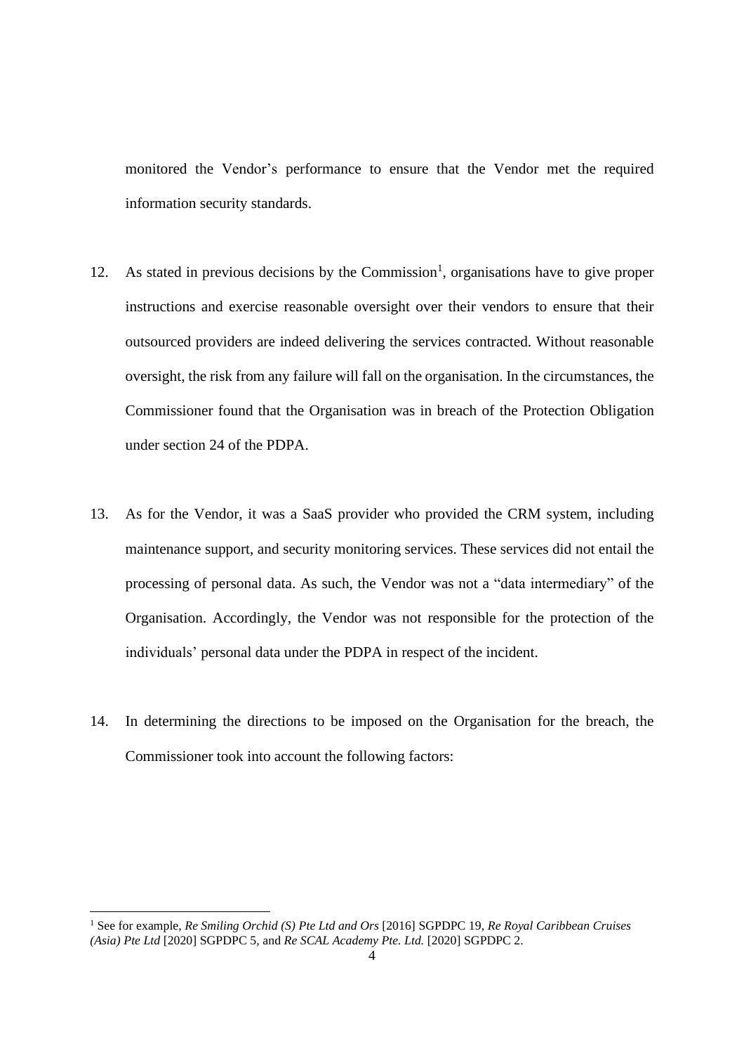monitored the Vendor's performance to ensure that the Vendor met the required information security standards.

12. As stated in previous decisions by the Commission[1], organisations have to give proper instructions and exercise reasonable oversight over their vendors to ensure that their outsourced providers are indeed delivering the services contracted. Without reasonable oversight, the risk from any failure will fall on the organisation. In the circumstances, the Commissioner found that the Organisation was in breach of the Protection Obligation under section 24 of the PDPA.

13. As for the Vendor, it was a SaaS provider who provided the CRM system, including maintenance support, and security monitoring services. These services did not entail the processing of personal data. As such, the Vendor was not a "data intermediary" of the Organisation. Accordingly, the Vendor was not responsible for the protection of the individuals' personal data under the PDPA in respect of the incident.

14. In determining the directions to be imposed on the Organisation for the breach, the Commissioner took into account the following factors:

---

[1] See for example, *Re Smiling Orchid (S) Pte Ltd and Ors* [2016] SGPDPC 19, *Re Royal Caribbean Cruises (Asia) Pte Ltd* [2020] SGPDPC 5, and *Re SCAL Academy Pte. Ltd.* [2020] SGPDPC 2.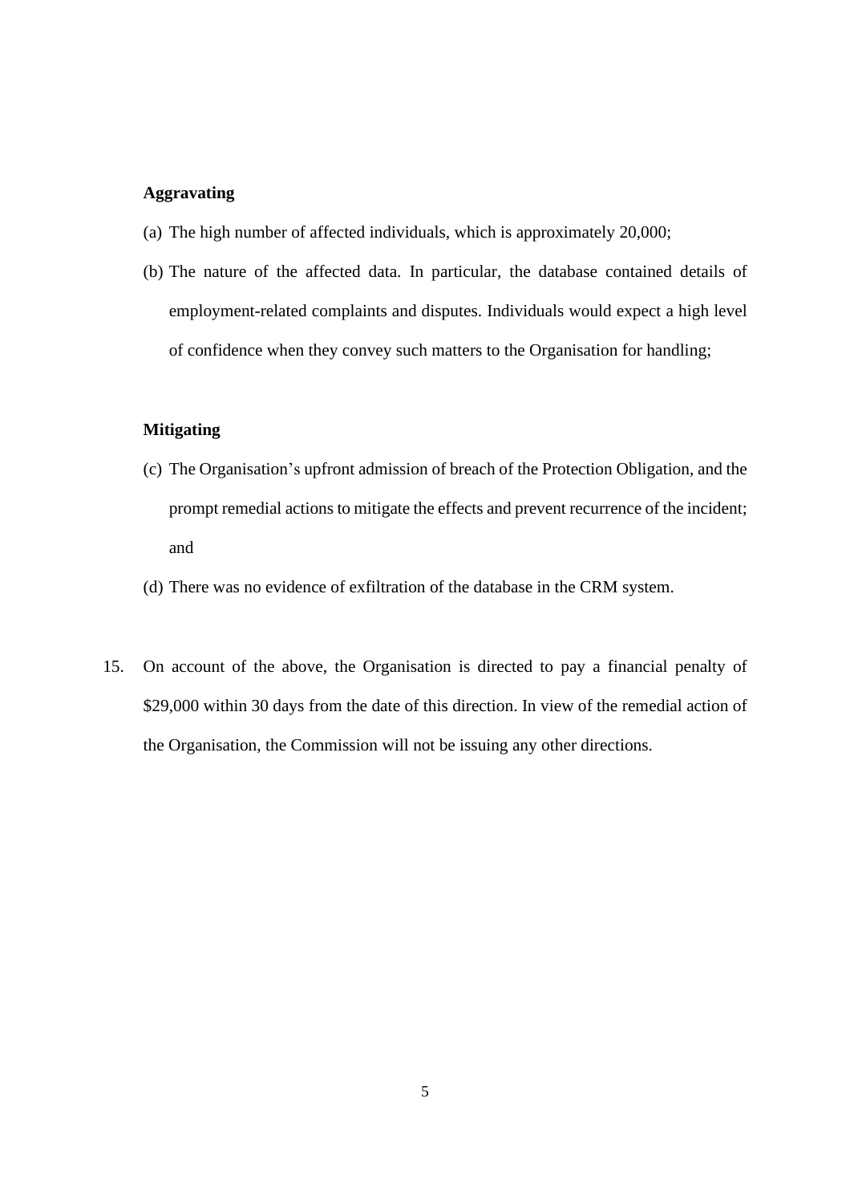**Aggravating**

(a) The high number of affected individuals, which is approximately 20,000;

(b) The nature of the affected data. In particular, the database contained details of employment-related complaints and disputes. Individuals would expect a high level of confidence when they convey such matters to the Organisation for handling;

**Mitigating**

(c) The Organisation's upfront admission of breach of the Protection Obligation, and the prompt remedial actions to mitigate the effects and prevent recurrence of the incident; and

(d) There was no evidence of exfiltration of the database in the CRM system.

15. On account of the above, the Organisation is directed to pay a financial penalty of $29,000 within 30 days from the date of this direction. In view of the remedial action of the Organisation, the Commission will not be issuing any other directions.